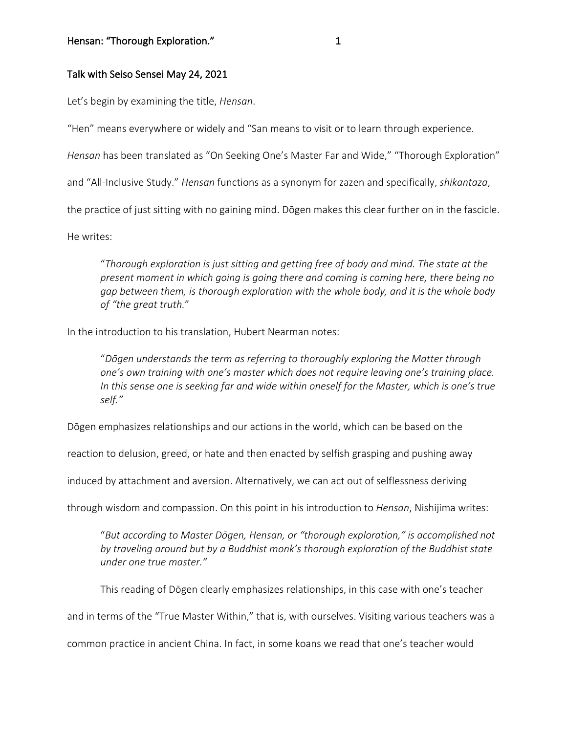## Talk with Seiso Sensei May 24, 2021

Let's begin by examining the title, *Hensan*.

"Hen" means everywhere or widely and "San means to visit or to learn through experience.

*Hensan* has been translated as "On Seeking One's Master Far and Wide," "Thorough Exploration" and "All-Inclusive Study." *Hensan* functions as a synonym for zazen and specifically, *shikantaza*, the practice of just sitting with no gaining mind. Dōgen makes this clear further on in the fascicle. He writes:

> "*Thorough exploration is just sitting and getting free of body and mind. The state at the present moment in which going is going there and coming is coming here, there being no gap between them, is thorough exploration with the whole body, and it is the whole body of "the great truth.*"

In the introduction to his translation, Hubert Nearman notes:

> "*Dōgen understands the term as referring to thoroughly exploring the Matter through one's own training with one's master which does not require leaving one's training place. In this sense one is seeking far and wide within oneself for the Master, which is one's true self."*

Dōgen emphasizes relationships and our actions in the world, which can be based on the reaction to delusion, greed, or hate and then enacted by selfish grasping and pushing away induced by attachment and aversion. Alternatively, we can act out of selflessness deriving through wisdom and compassion. On this point in his introduction to *Hensan*, Nishijima writes:

> "*But according to Master Dōgen, Hensan, or "thorough exploration," is accomplished not by traveling around but by a Buddhist monk's thorough exploration of the Buddhist state under one true master."*

This reading of Dōgen clearly emphasizes relationships, in this case with one's teacher and in terms of the "True Master Within," that is, with ourselves. Visiting various teachers was a common practice in ancient China. In fact, in some koans we read that one's teacher would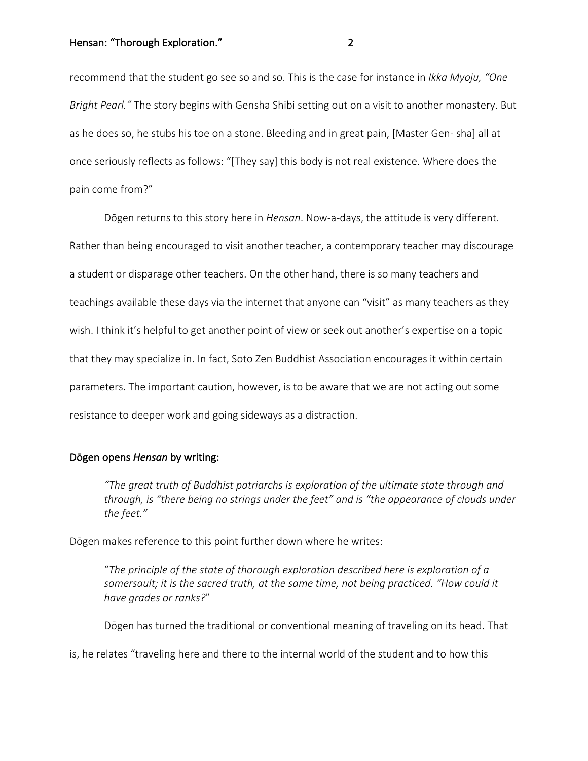recommend that the student go see so and so. This is the case for instance in *Ikka Myoju, "One Bright Pearl."* The story begins with Gensha Shibi setting out on a visit to another monastery. But as he does so, he stubs his toe on a stone. Bleeding and in great pain, [Master Gen- sha] all at once seriously reflects as follows: "[They say] this body is not real existence. Where does the pain come from?"

Dōgen returns to this story here in *Hensan*. Now-a-days, the attitude is very different. Rather than being encouraged to visit another teacher, a contemporary teacher may discourage a student or disparage other teachers. On the other hand, there is so many teachers and teachings available these days via the internet that anyone can "visit" as many teachers as they wish. I think it's helpful to get another point of view or seek out another's expertise on a topic that they may specialize in. In fact, Soto Zen Buddhist Association encourages it within certain parameters. The important caution, however, is to be aware that we are not acting out some resistance to deeper work and going sideways as a distraction.

**Dōgen opens *Hensan* by writing:**

> *"The great truth of Buddhist patriarchs is exploration of the ultimate state through and through, is "there being no strings under the feet" and is "the appearance of clouds under the feet."*

Dōgen makes reference to this point further down where he writes:

> "*The principle of the state of thorough exploration described here is exploration of a somersault; it is the sacred truth, at the same time, not being practiced. "How could it have grades or ranks?*"

Dōgen has turned the traditional or conventional meaning of traveling on its head. That is, he relates "traveling here and there to the internal world of the student and to how this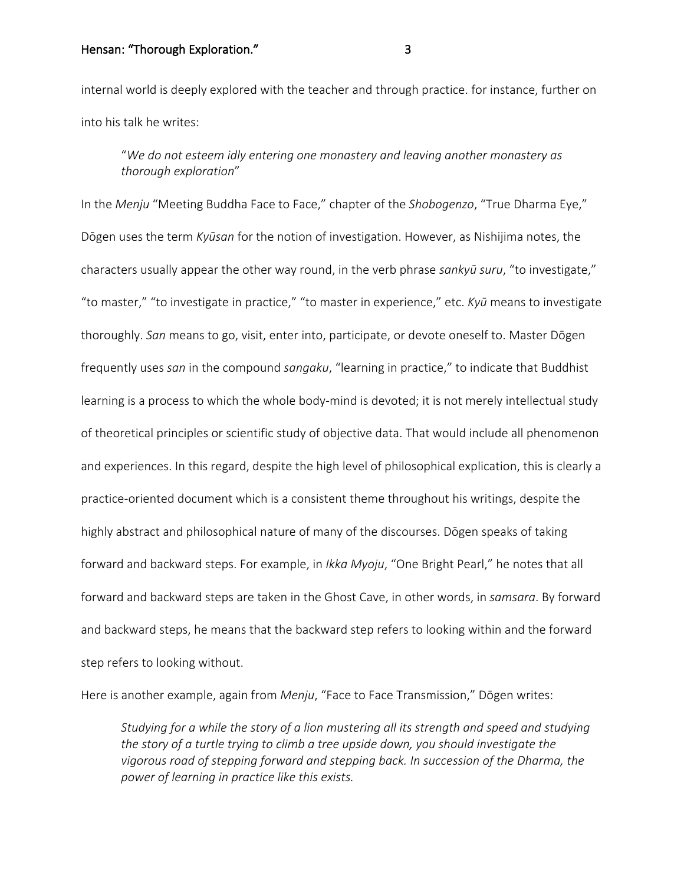internal world is deeply explored with the teacher and through practice. for instance, further on into his talk he writes:

> "*We do not esteem idly entering one monastery and leaving another monastery as thorough exploration*"

In the *Menju* "Meeting Buddha Face to Face," chapter of the *Shobogenzo*, "True Dharma Eye," Dōgen uses the term *Kyūsan* for the notion of investigation. However, as Nishijima notes, the characters usually appear the other way round, in the verb phrase *sankyū suru*, "to investigate," "to master," "to investigate in practice," "to master in experience," etc. *Kyū* means to investigate thoroughly. *San* means to go, visit, enter into, participate, or devote oneself to. Master Dōgen frequently uses *san* in the compound *sangaku*, "learning in practice," to indicate that Buddhist learning is a process to which the whole body-mind is devoted; it is not merely intellectual study of theoretical principles or scientific study of objective data. That would include all phenomenon and experiences. In this regard, despite the high level of philosophical explication, this is clearly a practice-oriented document which is a consistent theme throughout his writings, despite the highly abstract and philosophical nature of many of the discourses. Dōgen speaks of taking forward and backward steps. For example, in *Ikka Myoju*, "One Bright Pearl," he notes that all forward and backward steps are taken in the Ghost Cave, in other words, in *samsara*. By forward and backward steps, he means that the backward step refers to looking within and the forward step refers to looking without.

Here is another example, again from *Menju*, "Face to Face Transmission," Dōgen writes:

> *Studying for a while the story of a lion mustering all its strength and speed and studying the story of a turtle trying to climb a tree upside down, you should investigate the vigorous road of stepping forward and stepping back. In succession of the Dharma, the power of learning in practice like this exists.*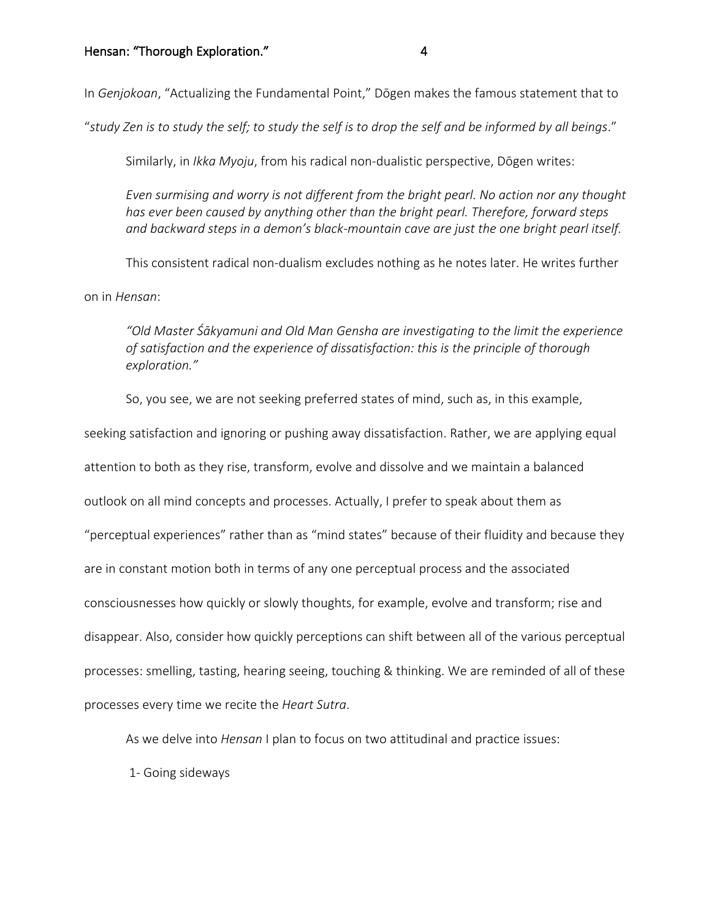In *Genjokoan*, "Actualizing the Fundamental Point," Dōgen makes the famous statement that to "*study Zen is to study the self; to study the self is to drop the self and be informed by all beings*."

Similarly, in *Ikka Myoju*, from his radical non-dualistic perspective, Dōgen writes:

> *Even surmising and worry is not different from the bright pearl. No action nor any thought has ever been caused by anything other than the bright pearl. Therefore, forward steps and backward steps in a demon's black-mountain cave are just the one bright pearl itself.*

This consistent radical non-dualism excludes nothing as he notes later. He writes further on in *Hensan*:

> *"Old Master Śākyamuni and Old Man Gensha are investigating to the limit the experience of satisfaction and the experience of dissatisfaction: this is the principle of thorough exploration."*

So, you see, we are not seeking preferred states of mind, such as, in this example, seeking satisfaction and ignoring or pushing away dissatisfaction. Rather, we are applying equal attention to both as they rise, transform, evolve and dissolve and we maintain a balanced outlook on all mind concepts and processes. Actually, I prefer to speak about them as "perceptual experiences" rather than as "mind states" because of their fluidity and because they are in constant motion both in terms of any one perceptual process and the associated consciousnesses how quickly or slowly thoughts, for example, evolve and transform; rise and disappear. Also, consider how quickly perceptions can shift between all of the various perceptual processes: smelling, tasting, hearing seeing, touching & thinking. We are reminded of all of these processes every time we recite the *Heart Sutra*.

As we delve into *Hensan* I plan to focus on two attitudinal and practice issues:

1- Going sideways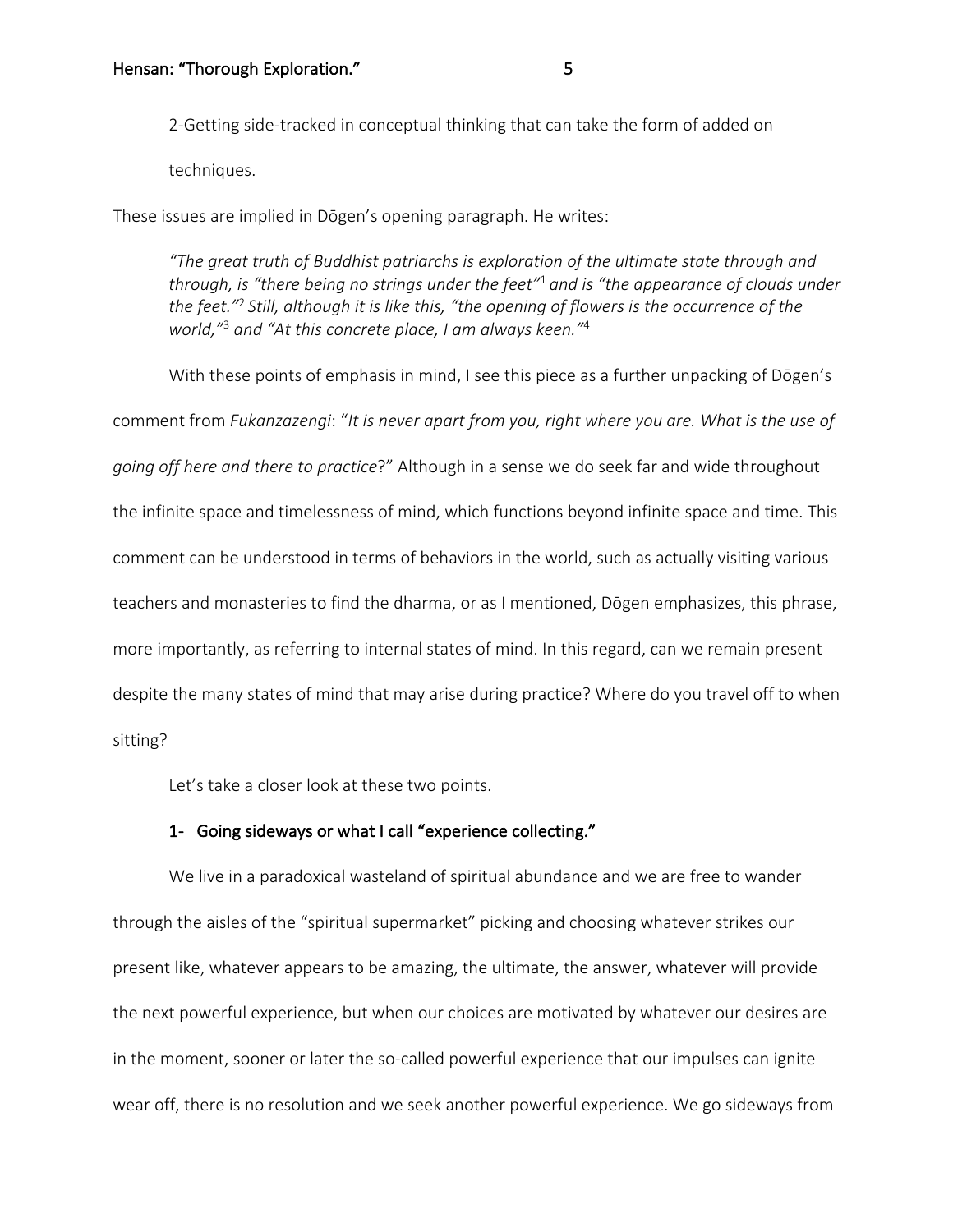2-Getting side-tracked in conceptual thinking that can take the form of added on techniques.

These issues are implied in Dōgen's opening paragraph. He writes:

> *"The great truth of Buddhist patriarchs is exploration of the ultimate state through and through, is "there being no strings under the feet"*[1] *and is "the appearance of clouds under the feet."*[2] *Still, although it is like this, "the opening of flowers is the occurrence of the world,"*[3] *and "At this concrete place, I am always keen."*[4]

With these points of emphasis in mind, I see this piece as a further unpacking of Dōgen's comment from *Fukanzazengi*: "*It is never apart from you, right where you are. What is the use of going off here and there to practice*?" Although in a sense we do seek far and wide throughout the infinite space and timelessness of mind, which functions beyond infinite space and time. This comment can be understood in terms of behaviors in the world, such as actually visiting various teachers and monasteries to find the dharma, or as I mentioned, Dōgen emphasizes, this phrase, more importantly, as referring to internal states of mind. In this regard, can we remain present despite the many states of mind that may arise during practice? Where do you travel off to when sitting?

Let's take a closer look at these two points.

1- Going sideways or what I call "experience collecting."

We live in a paradoxical wasteland of spiritual abundance and we are free to wander through the aisles of the "spiritual supermarket" picking and choosing whatever strikes our present like, whatever appears to be amazing, the ultimate, the answer, whatever will provide the next powerful experience, but when our choices are motivated by whatever our desires are in the moment, sooner or later the so-called powerful experience that our impulses can ignite wear off, there is no resolution and we seek another powerful experience. We go sideways from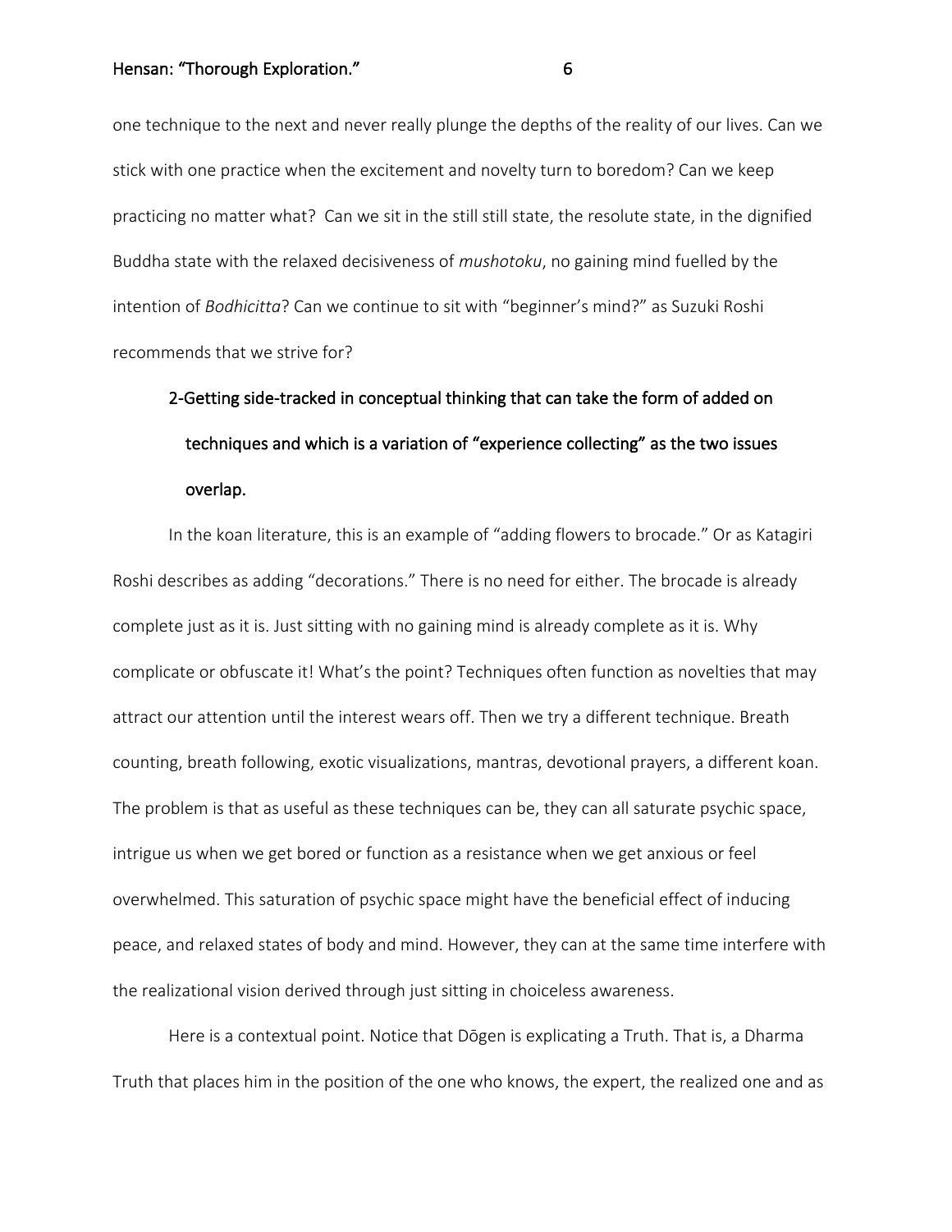one technique to the next and never really plunge the depths of the reality of our lives. Can we stick with one practice when the excitement and novelty turn to boredom? Can we keep practicing no matter what? Can we sit in the still still state, the resolute state, in the dignified Buddha state with the relaxed decisiveness of *mushotoku*, no gaining mind fuelled by the intention of *Bodhicitta*? Can we continue to sit with "beginner's mind?" as Suzuki Roshi recommends that we strive for?

**2-Getting side-tracked in conceptual thinking that can take the form of added on techniques and which is a variation of "experience collecting" as the two issues overlap.**

In the koan literature, this is an example of "adding flowers to brocade." Or as Katagiri Roshi describes as adding "decorations." There is no need for either. The brocade is already complete just as it is. Just sitting with no gaining mind is already complete as it is. Why complicate or obfuscate it! What's the point? Techniques often function as novelties that may attract our attention until the interest wears off. Then we try a different technique. Breath counting, breath following, exotic visualizations, mantras, devotional prayers, a different koan. The problem is that as useful as these techniques can be, they can all saturate psychic space, intrigue us when we get bored or function as a resistance when we get anxious or feel overwhelmed. This saturation of psychic space might have the beneficial effect of inducing peace, and relaxed states of body and mind. However, they can at the same time interfere with the realizational vision derived through just sitting in choiceless awareness.

Here is a contextual point. Notice that Dōgen is explicating a Truth. That is, a Dharma Truth that places him in the position of the one who knows, the expert, the realized one and as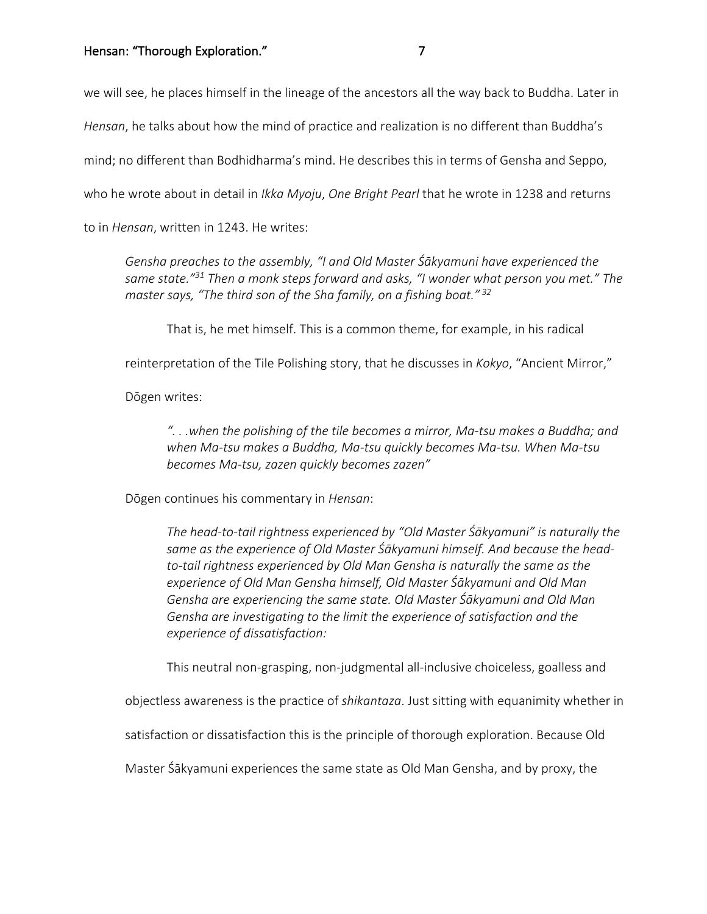we will see, he places himself in the lineage of the ancestors all the way back to Buddha. Later in *Hensan*, he talks about how the mind of practice and realization is no different than Buddha's mind; no different than Bodhidharma's mind. He describes this in terms of Gensha and Seppo, who he wrote about in detail in *Ikka Myoju*, *One Bright Pearl* that he wrote in 1238 and returns to in *Hensan*, written in 1243. He writes:

> *Gensha preaches to the assembly, "I and Old Master Śākyamuni have experienced the same state."*[31] *Then a monk steps forward and asks, "I wonder what person you met." The master says, "The third son of the Sha family, on a fishing boat."*[32]

That is, he met himself. This is a common theme, for example, in his radical reinterpretation of the Tile Polishing story, that he discusses in *Kokyo*, "Ancient Mirror," Dōgen writes:

> *". . .when the polishing of the tile becomes a mirror, Ma-tsu makes a Buddha; and when Ma-tsu makes a Buddha, Ma-tsu quickly becomes Ma-tsu. When Ma-tsu becomes Ma-tsu, zazen quickly becomes zazen"*

Dōgen continues his commentary in *Hensan*:

> *The head-to-tail rightness experienced by "Old Master Śākyamuni" is naturally the same as the experience of Old Master Śākyamuni himself. And because the head-to-tail rightness experienced by Old Man Gensha is naturally the same as the experience of Old Man Gensha himself, Old Master Śākyamuni and Old Man Gensha are experiencing the same state. Old Master Śākyamuni and Old Man Gensha are investigating to the limit the experience of satisfaction and the experience of dissatisfaction:*

This neutral non-grasping, non-judgmental all-inclusive choiceless, goalless and objectless awareness is the practice of *shikantaza*. Just sitting with equanimity whether in satisfaction or dissatisfaction this is the principle of thorough exploration. Because Old Master Śākyamuni experiences the same state as Old Man Gensha, and by proxy, the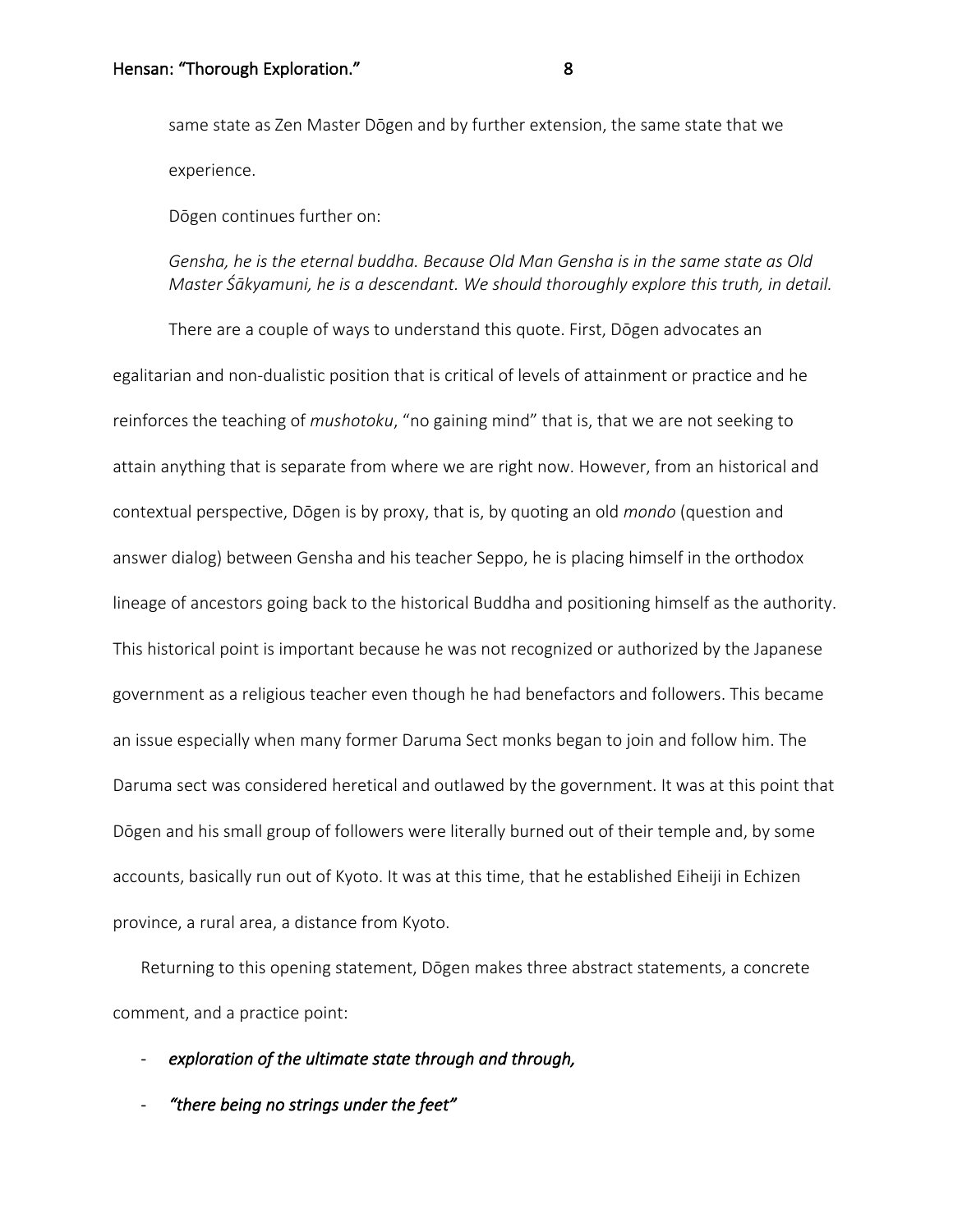same state as Zen Master Dōgen and by further extension, the same state that we experience.

Dōgen continues further on:

*Gensha, he is the eternal buddha. Because Old Man Gensha is in the same state as Old Master Śākyamuni, he is a descendant. We should thoroughly explore this truth, in detail.*

There are a couple of ways to understand this quote. First, Dōgen advocates an egalitarian and non-dualistic position that is critical of levels of attainment or practice and he reinforces the teaching of *mushotoku*, "no gaining mind" that is, that we are not seeking to attain anything that is separate from where we are right now. However, from an historical and contextual perspective, Dōgen is by proxy, that is, by quoting an old *mondo* (question and answer dialog) between Gensha and his teacher Seppo, he is placing himself in the orthodox lineage of ancestors going back to the historical Buddha and positioning himself as the authority. This historical point is important because he was not recognized or authorized by the Japanese government as a religious teacher even though he had benefactors and followers. This became an issue especially when many former Daruma Sect monks began to join and follow him. The Daruma sect was considered heretical and outlawed by the government. It was at this point that Dōgen and his small group of followers were literally burned out of their temple and, by some accounts, basically run out of Kyoto. It was at this time, that he established Eiheiji in Echizen province, a rural area, a distance from Kyoto.

Returning to this opening statement, Dōgen makes three abstract statements, a concrete comment, and a practice point:

- ***exploration of the ultimate state through and through,***
- ***"there being no strings under the feet"***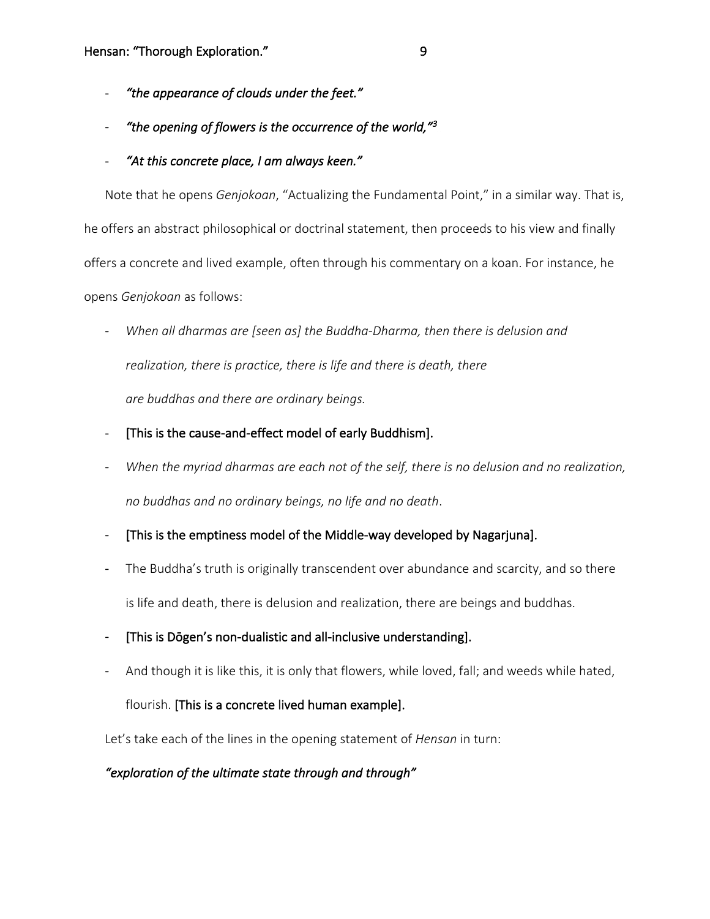- *"the appearance of clouds under the feet."*
- *"the opening of flowers is the occurrence of the world,"*[3]
- *"At this concrete place, I am always keen."*

Note that he opens *Genjokoan*, "Actualizing the Fundamental Point," in a similar way. That is, he offers an abstract philosophical or doctrinal statement, then proceeds to his view and finally offers a concrete and lived example, often through his commentary on a koan. For instance, he opens *Genjokoan* as follows:

- *When all dharmas are [seen as] the Buddha-Dharma, then there is delusion and realization, there is practice, there is life and there is death, there are buddhas and there are ordinary beings.*
- [This is the cause-and-effect model of early Buddhism].
- *When the myriad dharmas are each not of the self, there is no delusion and no realization, no buddhas and no ordinary beings, no life and no death*.
- [This is the emptiness model of the Middle-way developed by Nagarjuna].
- The Buddha's truth is originally transcendent over abundance and scarcity, and so there is life and death, there is delusion and realization, there are beings and buddhas.
- [This is Dōgen's non-dualistic and all-inclusive understanding].
- And though it is like this, it is only that flowers, while loved, fall; and weeds while hated, flourish. [This is a concrete lived human example].

Let's take each of the lines in the opening statement of *Hensan* in turn:

*"exploration of the ultimate state through and through"*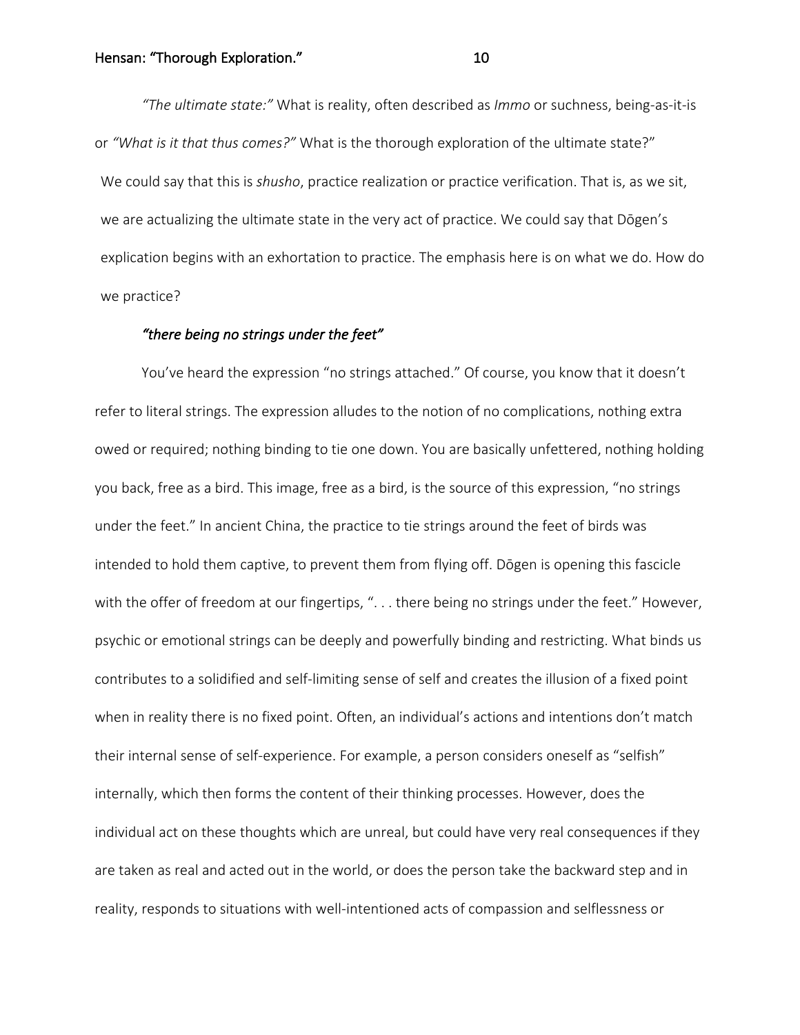*"The ultimate state:"* What is reality, often described as *Immo* or suchness, being-as-it-is or *"What is it that thus comes?"* What is the thorough exploration of the ultimate state?" We could say that this is *shusho*, practice realization or practice verification. That is, as we sit, we are actualizing the ultimate state in the very act of practice. We could say that Dōgen's explication begins with an exhortation to practice. The emphasis here is on what we do. How do we practice?

***"there being no strings under the feet"***

You've heard the expression "no strings attached." Of course, you know that it doesn't refer to literal strings. The expression alludes to the notion of no complications, nothing extra owed or required; nothing binding to tie one down. You are basically unfettered, nothing holding you back, free as a bird. This image, free as a bird, is the source of this expression, "no strings under the feet." In ancient China, the practice to tie strings around the feet of birds was intended to hold them captive, to prevent them from flying off. Dōgen is opening this fascicle with the offer of freedom at our fingertips, ". . . there being no strings under the feet." However, psychic or emotional strings can be deeply and powerfully binding and restricting. What binds us contributes to a solidified and self-limiting sense of self and creates the illusion of a fixed point when in reality there is no fixed point. Often, an individual's actions and intentions don't match their internal sense of self-experience. For example, a person considers oneself as "selfish" internally, which then forms the content of their thinking processes. However, does the individual act on these thoughts which are unreal, but could have very real consequences if they are taken as real and acted out in the world, or does the person take the backward step and in reality, responds to situations with well-intentioned acts of compassion and selflessness or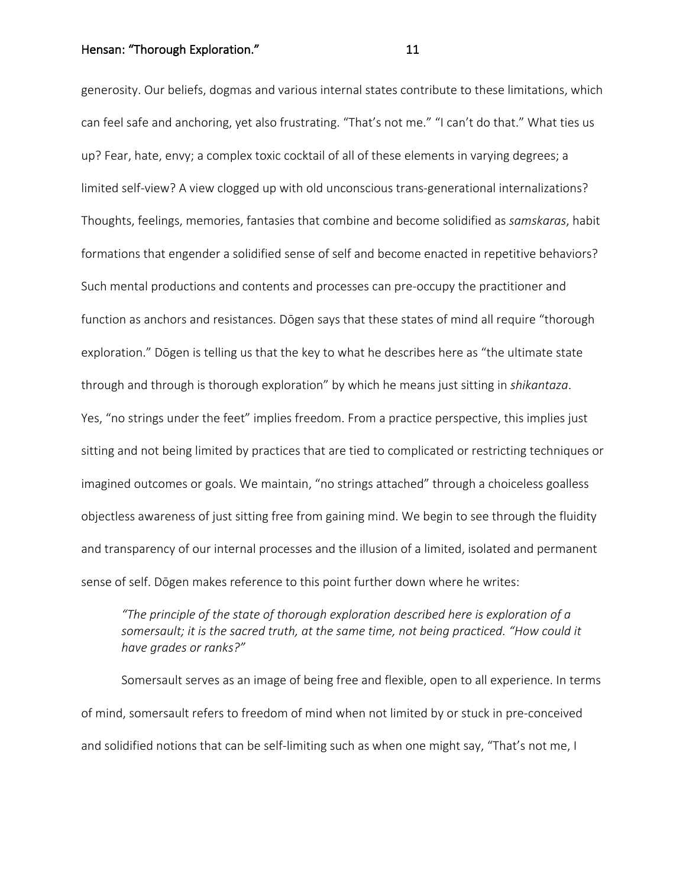generosity. Our beliefs, dogmas and various internal states contribute to these limitations, which can feel safe and anchoring, yet also frustrating. "That's not me." "I can't do that." What ties us up? Fear, hate, envy; a complex toxic cocktail of all of these elements in varying degrees; a limited self-view? A view clogged up with old unconscious trans-generational internalizations? Thoughts, feelings, memories, fantasies that combine and become solidified as *samskaras*, habit formations that engender a solidified sense of self and become enacted in repetitive behaviors? Such mental productions and contents and processes can pre-occupy the practitioner and function as anchors and resistances. Dōgen says that these states of mind all require "thorough exploration." Dōgen is telling us that the key to what he describes here as "the ultimate state through and through is thorough exploration" by which he means just sitting in *shikantaza*. Yes, "no strings under the feet" implies freedom. From a practice perspective, this implies just sitting and not being limited by practices that are tied to complicated or restricting techniques or imagined outcomes or goals. We maintain, "no strings attached" through a choiceless goalless objectless awareness of just sitting free from gaining mind. We begin to see through the fluidity and transparency of our internal processes and the illusion of a limited, isolated and permanent sense of self. Dōgen makes reference to this point further down where he writes:

> *"The principle of the state of thorough exploration described here is exploration of a somersault; it is the sacred truth, at the same time, not being practiced. "How could it have grades or ranks?"*

Somersault serves as an image of being free and flexible, open to all experience. In terms of mind, somersault refers to freedom of mind when not limited by or stuck in pre-conceived and solidified notions that can be self-limiting such as when one might say, "That's not me, I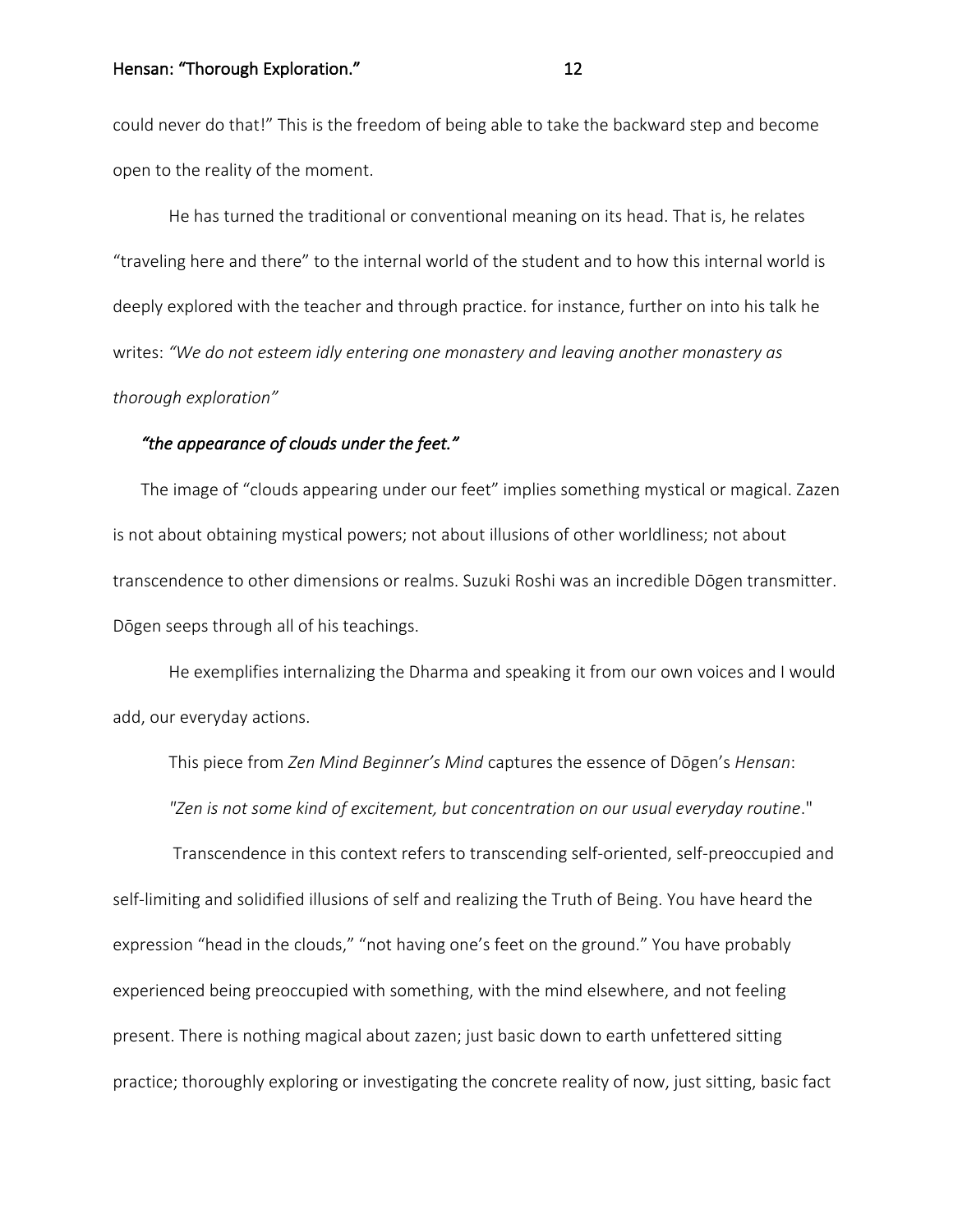could never do that!" This is the freedom of being able to take the backward step and become open to the reality of the moment.

He has turned the traditional or conventional meaning on its head. That is, he relates "traveling here and there" to the internal world of the student and to how this internal world is deeply explored with the teacher and through practice. for instance, further on into his talk he writes: *"We do not esteem idly entering one monastery and leaving another monastery as thorough exploration"*

### *"the appearance of clouds under the feet."*

The image of "clouds appearing under our feet" implies something mystical or magical. Zazen is not about obtaining mystical powers; not about illusions of other worldliness; not about transcendence to other dimensions or realms. Suzuki Roshi was an incredible Dōgen transmitter. Dōgen seeps through all of his teachings.

He exemplifies internalizing the Dharma and speaking it from our own voices and I would add, our everyday actions.

This piece from *Zen Mind Beginner's Mind* captures the essence of Dōgen's *Hensan*:

*"Zen is not some kind of excitement, but concentration on our usual everyday routine*."

Transcendence in this context refers to transcending self-oriented, self-preoccupied and self-limiting and solidified illusions of self and realizing the Truth of Being. You have heard the expression "head in the clouds," "not having one's feet on the ground." You have probably experienced being preoccupied with something, with the mind elsewhere, and not feeling present. There is nothing magical about zazen; just basic down to earth unfettered sitting practice; thoroughly exploring or investigating the concrete reality of now, just sitting, basic fact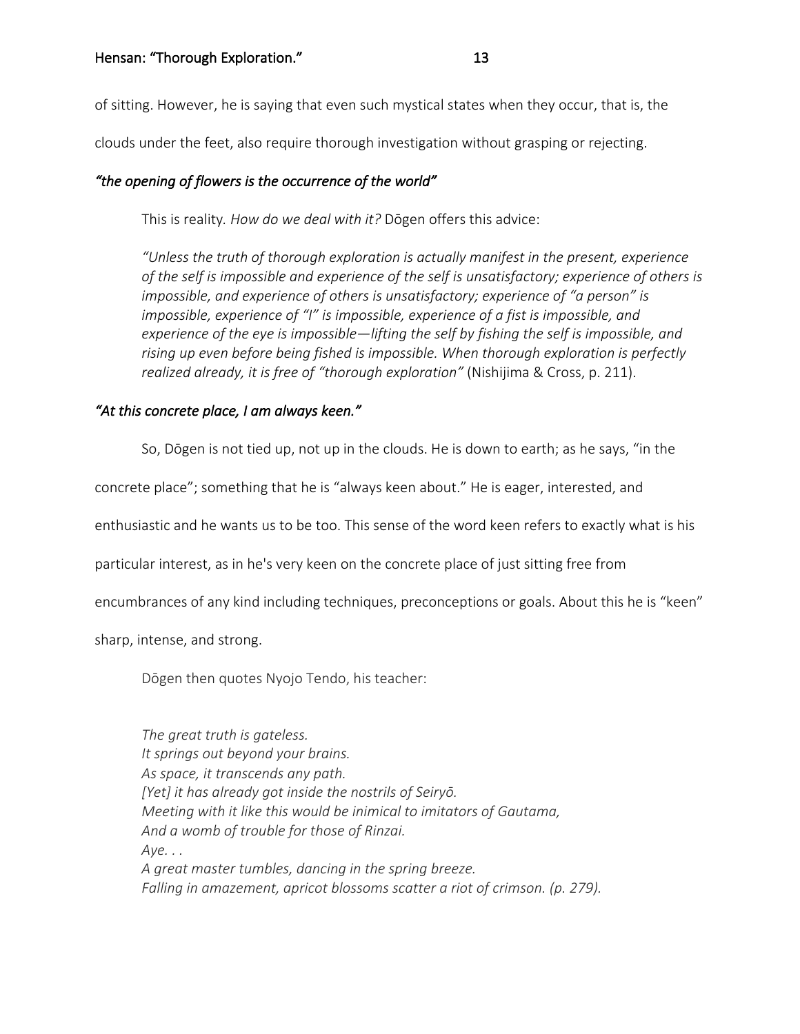of sitting. However, he is saying that even such mystical states when they occur, that is, the clouds under the feet, also require thorough investigation without grasping or rejecting.

### *"the opening of flowers is the occurrence of the world"*

This is reality. *How do we deal with it?* Dōgen offers this advice:

> *"Unless the truth of thorough exploration is actually manifest in the present, experience of the self is impossible and experience of the self is unsatisfactory; experience of others is impossible, and experience of others is unsatisfactory; experience of "a person" is impossible, experience of "I" is impossible, experience of a fist is impossible, and experience of the eye is impossible—lifting the self by fishing the self is impossible, and rising up even before being fished is impossible. When thorough exploration is perfectly realized already, it is free of "thorough exploration"* (Nishijima & Cross, p. 211).

### *"At this concrete place, I am always keen."*

So, Dōgen is not tied up, not up in the clouds. He is down to earth; as he says, "in the concrete place"; something that he is "always keen about." He is eager, interested, and enthusiastic and he wants us to be too. This sense of the word keen refers to exactly what is his particular interest, as in he's very keen on the concrete place of just sitting free from encumbrances of any kind including techniques, preconceptions or goals. About this he is "keen" sharp, intense, and strong.

Dōgen then quotes Nyojo Tendo, his teacher:

> *The great truth is gateless.*
> *It springs out beyond your brains.*
> *As space, it transcends any path.*
> *[Yet] it has already got inside the nostrils of Seiryō.*
> *Meeting with it like this would be inimical to imitators of Gautama,*
> *And a womb of trouble for those of Rinzai.*
> *Aye. . .*
> *A great master tumbles, dancing in the spring breeze.*
> *Falling in amazement, apricot blossoms scatter a riot of crimson. (p. 279).*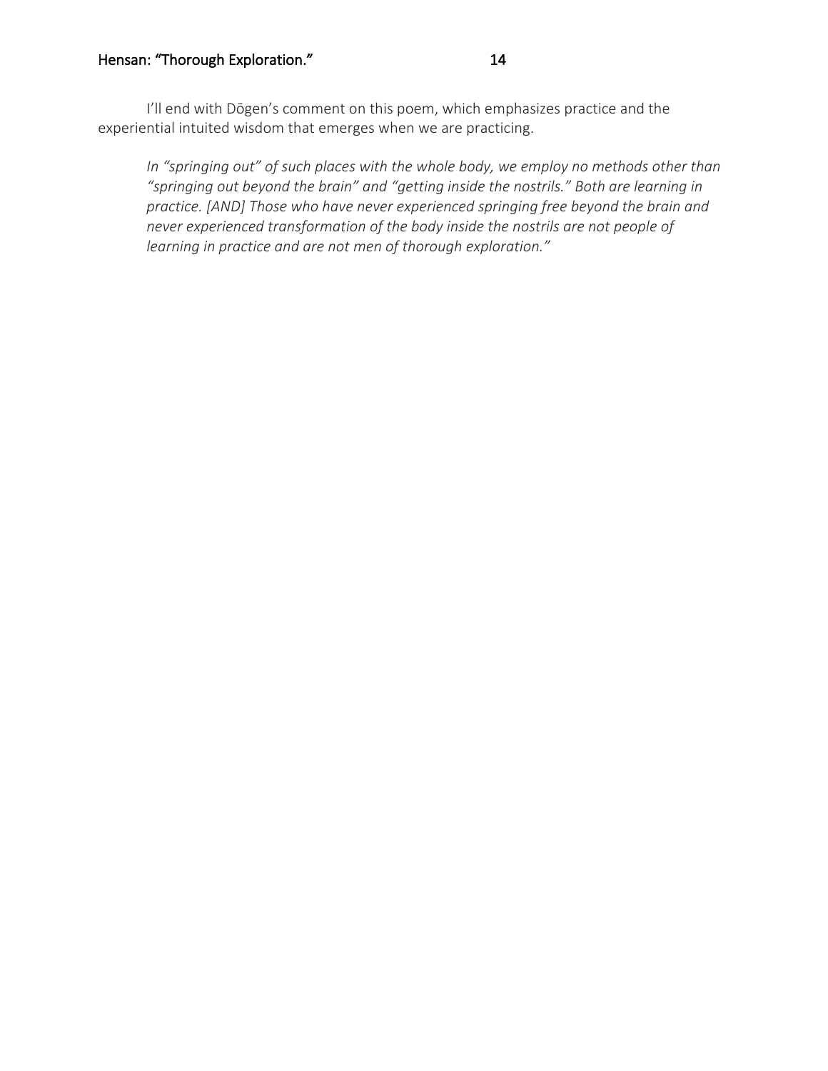I'll end with Dōgen's comment on this poem, which emphasizes practice and the experiential intuited wisdom that emerges when we are practicing.

> *In "springing out" of such places with the whole body, we employ no methods other than "springing out beyond the brain" and "getting inside the nostrils." Both are learning in practice. [AND] Those who have never experienced springing free beyond the brain and never experienced transformation of the body inside the nostrils are not people of learning in practice and are not men of thorough exploration."*